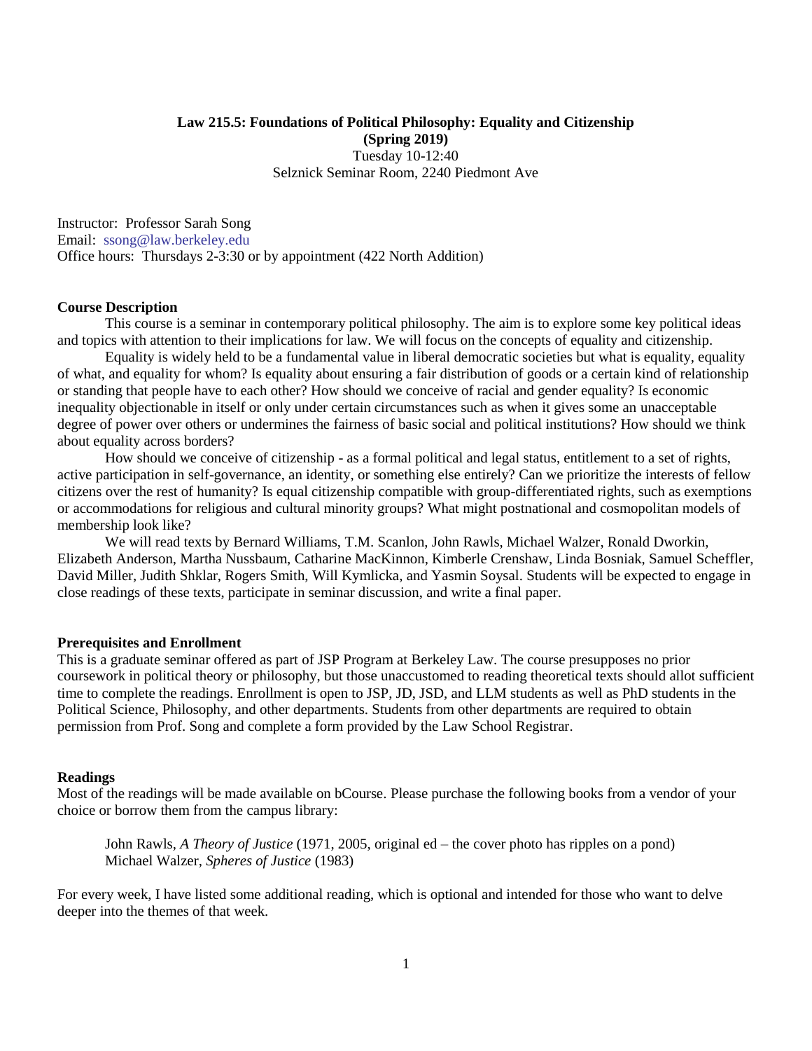**Law 215.5: Foundations of Political Philosophy: Equality and Citizenship**
**(Spring 2019)**
Tuesday 10-12:40
Selznick Seminar Room, 2240 Piedmont Ave

Instructor: Professor Sarah Song
Email: ssong@law.berkeley.edu
Office hours: Thursdays 2-3:30 or by appointment (422 North Addition)

**Course Description**

This course is a seminar in contemporary political philosophy. The aim is to explore some key political ideas and topics with attention to their implications for law. We will focus on the concepts of equality and citizenship.

Equality is widely held to be a fundamental value in liberal democratic societies but what is equality, equality of what, and equality for whom? Is equality about ensuring a fair distribution of goods or a certain kind of relationship or standing that people have to each other? How should we conceive of racial and gender equality? Is economic inequality objectionable in itself or only under certain circumstances such as when it gives some an unacceptable degree of power over others or undermines the fairness of basic social and political institutions? How should we think about equality across borders?

How should we conceive of citizenship - as a formal political and legal status, entitlement to a set of rights, active participation in self-governance, an identity, or something else entirely? Can we prioritize the interests of fellow citizens over the rest of humanity? Is equal citizenship compatible with group-differentiated rights, such as exemptions or accommodations for religious and cultural minority groups? What might postnational and cosmopolitan models of membership look like?

We will read texts by Bernard Williams, T.M. Scanlon, John Rawls, Michael Walzer, Ronald Dworkin, Elizabeth Anderson, Martha Nussbaum, Catharine MacKinnon, Kimberle Crenshaw, Linda Bosniak, Samuel Scheffler, David Miller, Judith Shklar, Rogers Smith, Will Kymlicka, and Yasmin Soysal. Students will be expected to engage in close readings of these texts, participate in seminar discussion, and write a final paper.

**Prerequisites and Enrollment**

This is a graduate seminar offered as part of JSP Program at Berkeley Law. The course presupposes no prior coursework in political theory or philosophy, but those unaccustomed to reading theoretical texts should allot sufficient time to complete the readings. Enrollment is open to JSP, JD, JSD, and LLM students as well as PhD students in the Political Science, Philosophy, and other departments. Students from other departments are required to obtain permission from Prof. Song and complete a form provided by the Law School Registrar.

**Readings**

Most of the readings will be made available on bCourse. Please purchase the following books from a vendor of your choice or borrow them from the campus library:

John Rawls, *A Theory of Justice* (1971, 2005, original ed – the cover photo has ripples on a pond)
Michael Walzer, *Spheres of Justice* (1983)

For every week, I have listed some additional reading, which is optional and intended for those who want to delve deeper into the themes of that week.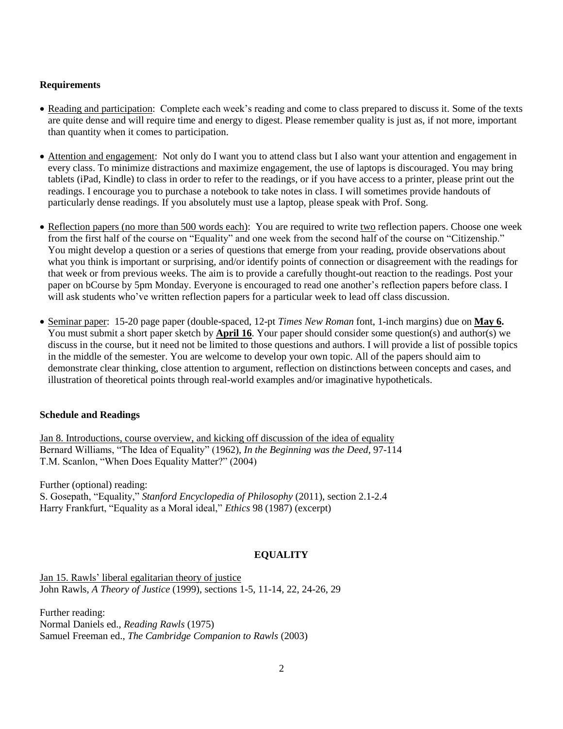### Requirements

- Reading and participation: Complete each week's reading and come to class prepared to discuss it. Some of the texts are quite dense and will require time and energy to digest. Please remember quality is just as, if not more, important than quantity when it comes to participation.

- Attention and engagement: Not only do I want you to attend class but I also want your attention and engagement in every class. To minimize distractions and maximize engagement, the use of laptops is discouraged. You may bring tablets (iPad, Kindle) to class in order to refer to the readings, or if you have access to a printer, please print out the readings. I encourage you to purchase a notebook to take notes in class. I will sometimes provide handouts of particularly dense readings. If you absolutely must use a laptop, please speak with Prof. Song.

- Reflection papers (no more than 500 words each): You are required to write two reflection papers. Choose one week from the first half of the course on "Equality" and one week from the second half of the course on "Citizenship." You might develop a question or a series of questions that emerge from your reading, provide observations about what you think is important or surprising, and/or identify points of connection or disagreement with the readings for that week or from previous weeks. The aim is to provide a carefully thought-out reaction to the readings. Post your paper on bCourse by 5pm Monday. Everyone is encouraged to read one another's reflection papers before class. I will ask students who've written reflection papers for a particular week to lead off class discussion.

- Seminar paper: 15-20 page paper (double-spaced, 12-pt *Times New Roman* font, 1-inch margins) due on **May 6.** You must submit a short paper sketch by **April 16**. Your paper should consider some question(s) and author(s) we discuss in the course, but it need not be limited to those questions and authors. I will provide a list of possible topics in the middle of the semester. You are welcome to develop your own topic. All of the papers should aim to demonstrate clear thinking, close attention to argument, reflection on distinctions between concepts and cases, and illustration of theoretical points through real-world examples and/or imaginative hypotheticals.

### Schedule and Readings

Jan 8. Introductions, course overview, and kicking off discussion of the idea of equality
Bernard Williams, "The Idea of Equality" (1962), *In the Beginning was the Deed*, 97-114
T.M. Scanlon, "When Does Equality Matter?" (2004)

Further (optional) reading:
S. Gosepath, "Equality," *Stanford Encyclopedia of Philosophy* (2011), section 2.1-2.4
Harry Frankfurt, "Equality as a Moral ideal," *Ethics* 98 (1987) (excerpt)

## EQUALITY

Jan 15. Rawls' liberal egalitarian theory of justice
John Rawls, *A Theory of Justice* (1999), sections 1-5, 11-14, 22, 24-26, 29

Further reading:
Normal Daniels ed., *Reading Rawls* (1975)
Samuel Freeman ed., *The Cambridge Companion to Rawls* (2003)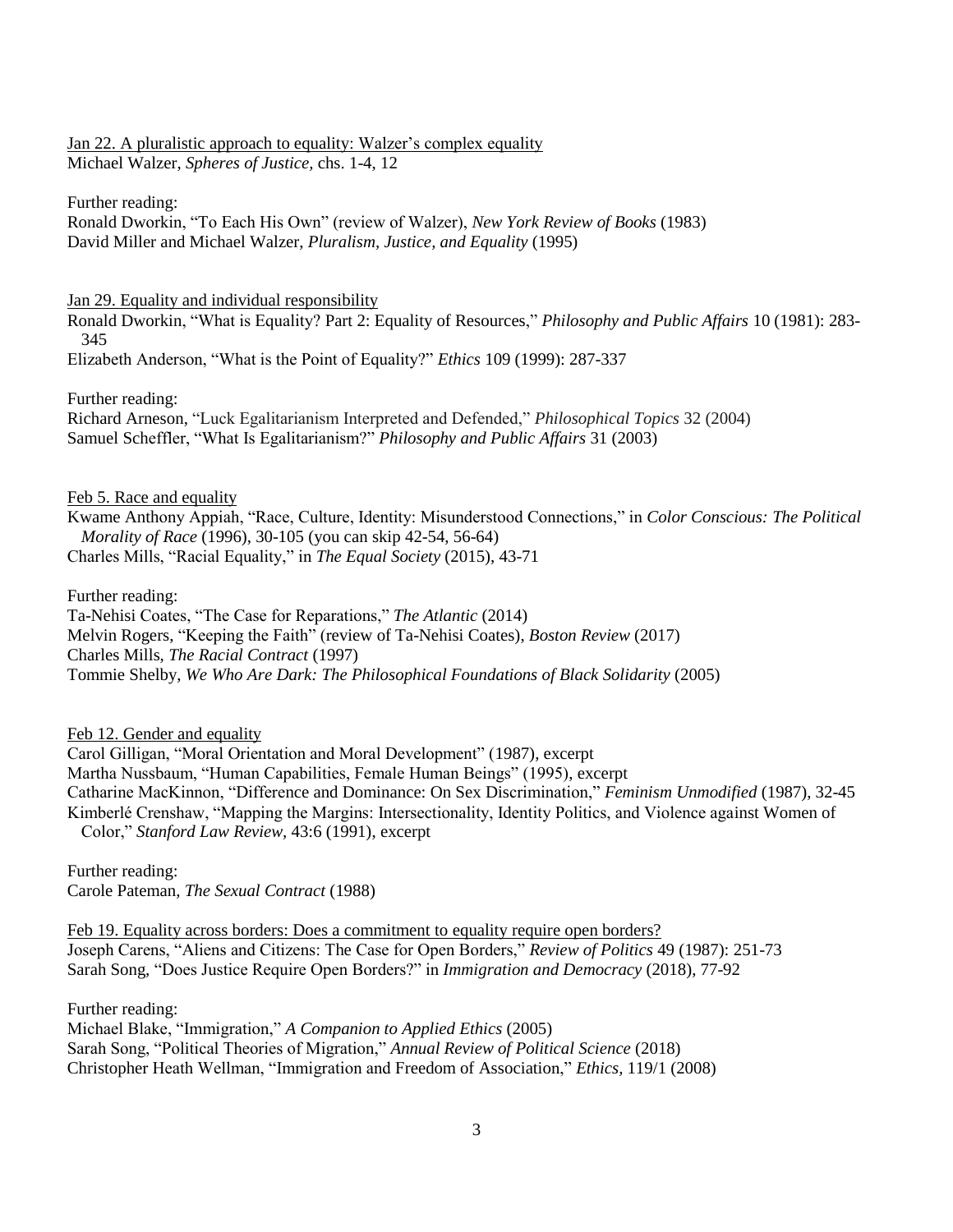<u>Jan 22. A pluralistic approach to equality: Walzer's complex equality</u>

Michael Walzer, *Spheres of Justice*, chs. 1-4, 12

Further reading:

Ronald Dworkin, "To Each His Own" (review of Walzer), *New York Review of Books* (1983)
David Miller and Michael Walzer, *Pluralism, Justice, and Equality* (1995)

<u>Jan 29. Equality and individual responsibility</u>

Ronald Dworkin, "What is Equality? Part 2: Equality of Resources," *Philosophy and Public Affairs* 10 (1981): 283-345
Elizabeth Anderson, "What is the Point of Equality?" *Ethics* 109 (1999): 287-337

Further reading:

Richard Arneson, "Luck Egalitarianism Interpreted and Defended," *Philosophical Topics* 32 (2004)
Samuel Scheffler, "What Is Egalitarianism?" *Philosophy and Public Affairs* 31 (2003)

<u>Feb 5. Race and equality</u>

Kwame Anthony Appiah, "Race, Culture, Identity: Misunderstood Connections," in *Color Conscious: The Political Morality of Race* (1996), 30-105 (you can skip 42-54, 56-64)
Charles Mills, "Racial Equality," in *The Equal Society* (2015), 43-71

Further reading:

Ta-Nehisi Coates, "The Case for Reparations," *The Atlantic* (2014)
Melvin Rogers, "Keeping the Faith" (review of Ta-Nehisi Coates), *Boston Review* (2017)
Charles Mills, *The Racial Contract* (1997)
Tommie Shelby, *We Who Are Dark: The Philosophical Foundations of Black Solidarity* (2005)

<u>Feb 12. Gender and equality</u>

Carol Gilligan, "Moral Orientation and Moral Development" (1987), excerpt
Martha Nussbaum, "Human Capabilities, Female Human Beings" (1995), excerpt
Catharine MacKinnon, "Difference and Dominance: On Sex Discrimination," *Feminism Unmodified* (1987), 32-45
Kimberlé Crenshaw, "Mapping the Margins: Intersectionality, Identity Politics, and Violence against Women of Color," *Stanford Law Review*, 43:6 (1991), excerpt

Further reading:

Carole Pateman, *The Sexual Contract* (1988)

<u>Feb 19. Equality across borders: Does a commitment to equality require open borders?</u>

Joseph Carens, "Aliens and Citizens: The Case for Open Borders," *Review of Politics* 49 (1987): 251-73
Sarah Song, "Does Justice Require Open Borders?" in *Immigration and Democracy* (2018), 77-92

Further reading:

Michael Blake, "Immigration," *A Companion to Applied Ethics* (2005)
Sarah Song, "Political Theories of Migration," *Annual Review of Political Science* (2018)
Christopher Heath Wellman, "Immigration and Freedom of Association," *Ethics*, 119/1 (2008)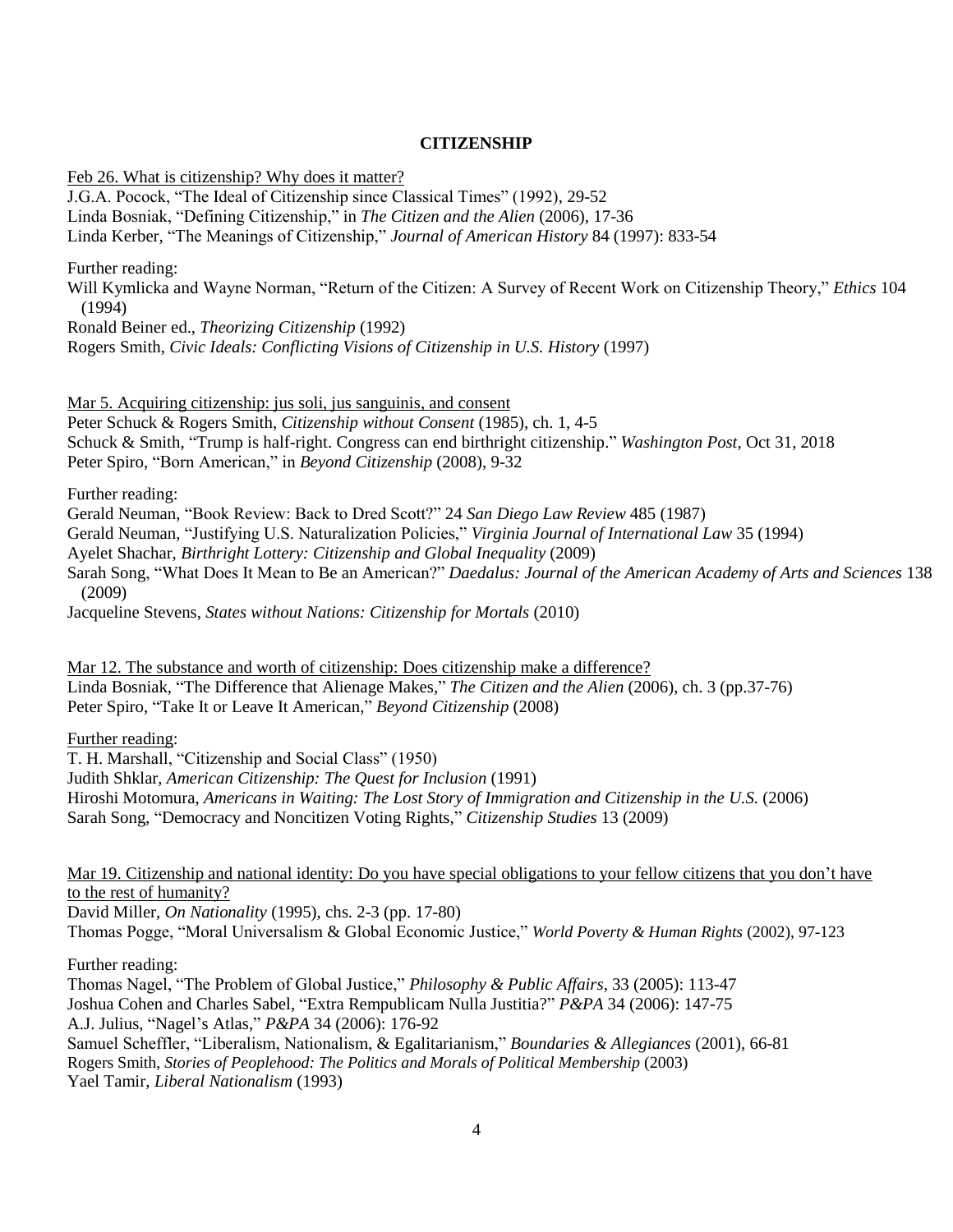**CITIZENSHIP**

Feb 26. What is citizenship? Why does it matter?

J.G.A. Pocock, "The Ideal of Citizenship since Classical Times" (1992), 29-52
Linda Bosniak, "Defining Citizenship," in *The Citizen and the Alien* (2006), 17-36
Linda Kerber, "The Meanings of Citizenship," *Journal of American History* 84 (1997): 833-54

Further reading:
Will Kymlicka and Wayne Norman, "Return of the Citizen: A Survey of Recent Work on Citizenship Theory," *Ethics* 104 (1994)
Ronald Beiner ed., *Theorizing Citizenship* (1992)
Rogers Smith, *Civic Ideals: Conflicting Visions of Citizenship in U.S. History* (1997)

Mar 5. Acquiring citizenship: jus soli, jus sanguinis, and consent

Peter Schuck & Rogers Smith, *Citizenship without Consent* (1985), ch. 1, 4-5
Schuck & Smith, "Trump is half-right. Congress can end birthright citizenship." *Washington Post,* Oct 31, 2018
Peter Spiro, "Born American," in *Beyond Citizenship* (2008), 9-32

Further reading:
Gerald Neuman, "Book Review: Back to Dred Scott?" 24 *San Diego Law Review* 485 (1987)
Gerald Neuman, "Justifying U.S. Naturalization Policies," *Virginia Journal of International Law* 35 (1994)
Ayelet Shachar, *Birthright Lottery: Citizenship and Global Inequality* (2009)
Sarah Song, "What Does It Mean to Be an American?" *Daedalus: Journal of the American Academy of Arts and Sciences* 138 (2009)
Jacqueline Stevens, *States without Nations: Citizenship for Mortals* (2010)

Mar 12. The substance and worth of citizenship: Does citizenship make a difference?

Linda Bosniak, "The Difference that Alienage Makes," *The Citizen and the Alien* (2006), ch. 3 (pp.37-76)
Peter Spiro, "Take It or Leave It American," *Beyond Citizenship* (2008)

Further reading:
T. H. Marshall, "Citizenship and Social Class" (1950)
Judith Shklar, *American Citizenship: The Quest for Inclusion* (1991)
Hiroshi Motomura, *Americans in Waiting: The Lost Story of Immigration and Citizenship in the U.S.* (2006)
Sarah Song, "Democracy and Noncitizen Voting Rights," *Citizenship Studies* 13 (2009)

Mar 19. Citizenship and national identity: Do you have special obligations to your fellow citizens that you don't have to the rest of humanity?

David Miller, *On Nationality* (1995), chs. 2-3 (pp. 17-80)
Thomas Pogge, "Moral Universalism & Global Economic Justice," *World Poverty & Human Rights* (2002), 97-123

Further reading:
Thomas Nagel, "The Problem of Global Justice," *Philosophy & Public Affairs,* 33 (2005): 113-47
Joshua Cohen and Charles Sabel, "Extra Rempublicam Nulla Justitia?" *P&PA* 34 (2006): 147-75
A.J. Julius, "Nagel's Atlas," *P&PA* 34 (2006): 176-92
Samuel Scheffler, "Liberalism, Nationalism, & Egalitarianism," *Boundaries & Allegiances* (2001), 66-81
Rogers Smith, *Stories of Peoplehood: The Politics and Morals of Political Membership* (2003)
Yael Tamir, *Liberal Nationalism* (1993)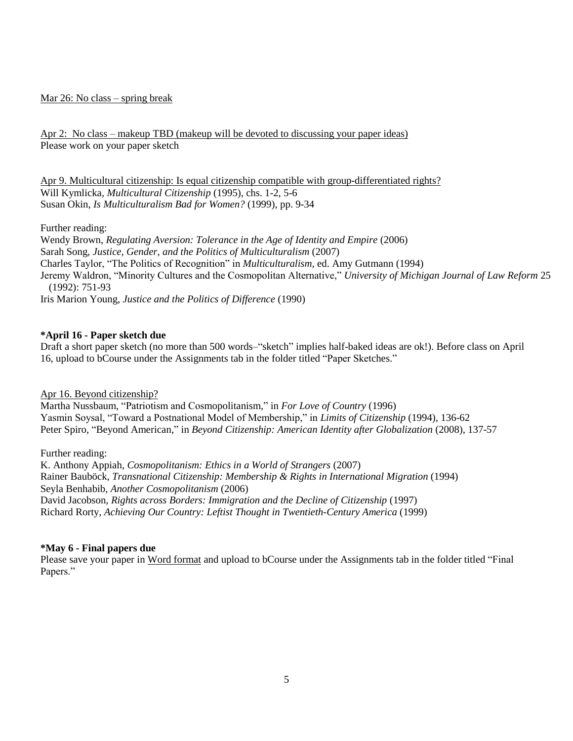Mar 26: No class – spring break

Apr 2: No class – makeup TBD (makeup will be devoted to discussing your paper ideas)
Please work on your paper sketch

Apr 9. Multicultural citizenship: Is equal citizenship compatible with group-differentiated rights?
Will Kymlicka, *Multicultural Citizenship* (1995), chs. 1-2, 5-6
Susan Okin, *Is Multiculturalism Bad for Women?* (1999), pp. 9-34

Further reading:
Wendy Brown, *Regulating Aversion: Tolerance in the Age of Identity and Empire* (2006)
Sarah Song, *Justice, Gender, and the Politics of Multiculturalism* (2007)
Charles Taylor, "The Politics of Recognition" in *Multiculturalism,* ed. Amy Gutmann (1994)
Jeremy Waldron, "Minority Cultures and the Cosmopolitan Alternative," *University of Michigan Journal of Law Reform* 25 (1992): 751-93
Iris Marion Young, *Justice and the Politics of Difference* (1990)

**\*April 16 - Paper sketch due**
Draft a short paper sketch (no more than 500 words–"sketch" implies half-baked ideas are ok!). Before class on April 16, upload to bCourse under the Assignments tab in the folder titled "Paper Sketches."

Apr 16. Beyond citizenship?
Martha Nussbaum, "Patriotism and Cosmopolitanism," in *For Love of Country* (1996)
Yasmin Soysal, "Toward a Postnational Model of Membership," in *Limits of Citizenship* (1994), 136-62
Peter Spiro, "Beyond American," in *Beyond Citizenship: American Identity after Globalization* (2008), 137-57

Further reading:
K. Anthony Appiah, *Cosmopolitanism: Ethics in a World of Strangers* (2007)
Rainer Bauböck, *Transnational Citizenship: Membership & Rights in International Migration* (1994)
Seyla Benhabib, *Another Cosmopolitanism* (2006)
David Jacobson, *Rights across Borders: Immigration and the Decline of Citizenship* (1997)
Richard Rorty, *Achieving Our Country: Leftist Thought in Twentieth-Century America* (1999)

**\*May 6 - Final papers due**
Please save your paper in Word format and upload to bCourse under the Assignments tab in the folder titled "Final Papers."